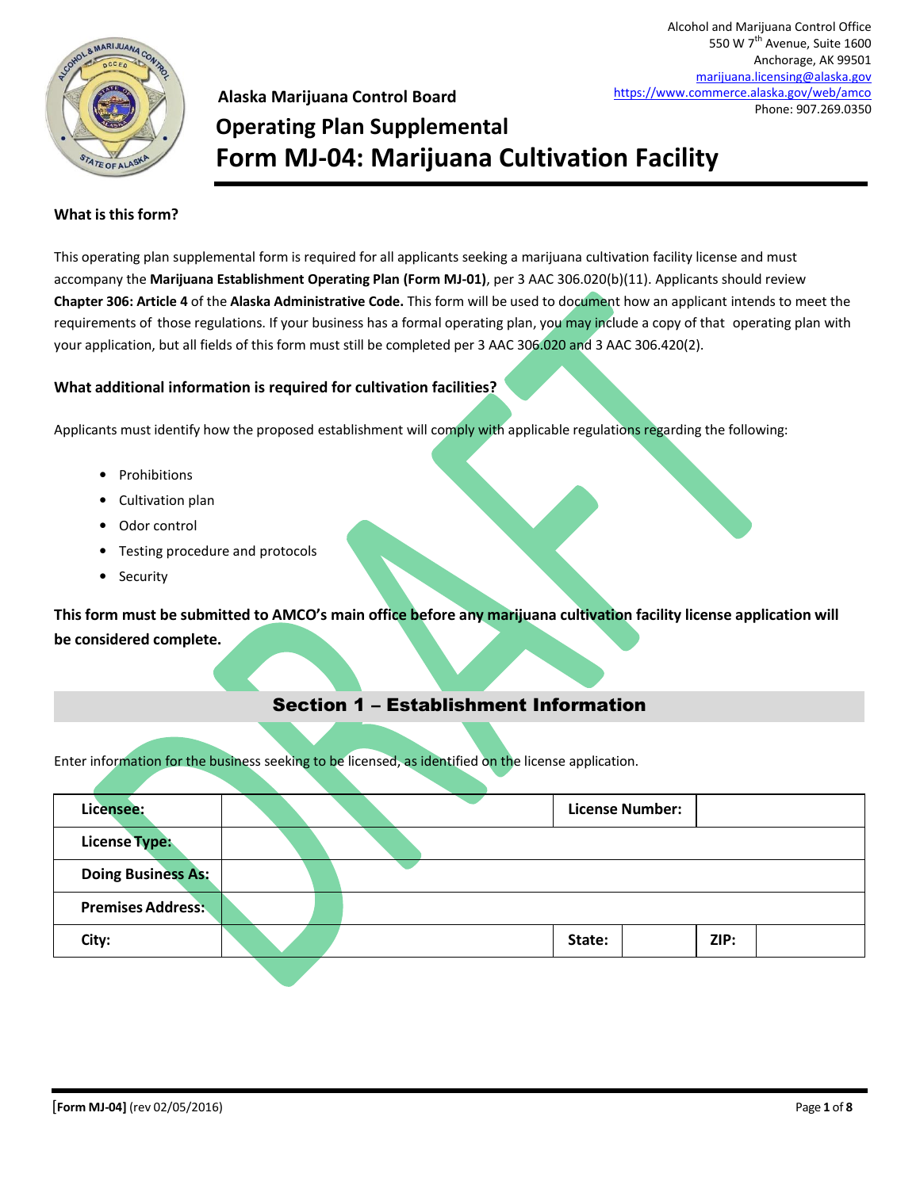Alcohol and Marijuana Control Office
550 W 7th Avenue, Suite 1600
Anchorage, AK 99501
marijuana.licensing@alaska.gov
https://www.commerce.alaska.gov/web/amco
Phone: 907.269.0350

**Alaska Marijuana Control Board**

# Operating Plan Supplemental
# Form MJ-04: Marijuana Cultivation Facility

### What is this form?

This operating plan supplemental form is required for all applicants seeking a marijuana cultivation facility license and must accompany the **Marijuana Establishment Operating Plan (Form MJ-01)**, per 3 AAC 306.020(b)(11). Applicants should review **Chapter 306: Article 4** of the **Alaska Administrative Code.** This form will be used to document how an applicant intends to meet the requirements of those regulations. If your business has a formal operating plan, you may include a copy of that operating plan with your application, but all fields of this form must still be completed per 3 AAC 306.020 and 3 AAC 306.420(2).

### What additional information is required for cultivation facilities?

Applicants must identify how the proposed establishment will comply with applicable regulations regarding the following:

- Prohibitions
- Cultivation plan
- Odor control
- Testing procedure and protocols
- Security

**This form must be submitted to AMCO's main office before any marijuana cultivation facility license application will be considered complete.**

## Section 1 – Establishment Information

Enter information for the business seeking to be licensed, as identified on the license application.

| **Licensee:** | | **License Number:** | | | |
|---|---|---|---|---|---|
| **License Type:** | | | | | |
| **Doing Business As:** | | | | | |
| **Premises Address:** | | | | | |
| **City:** | | **State:** | | **ZIP:** | |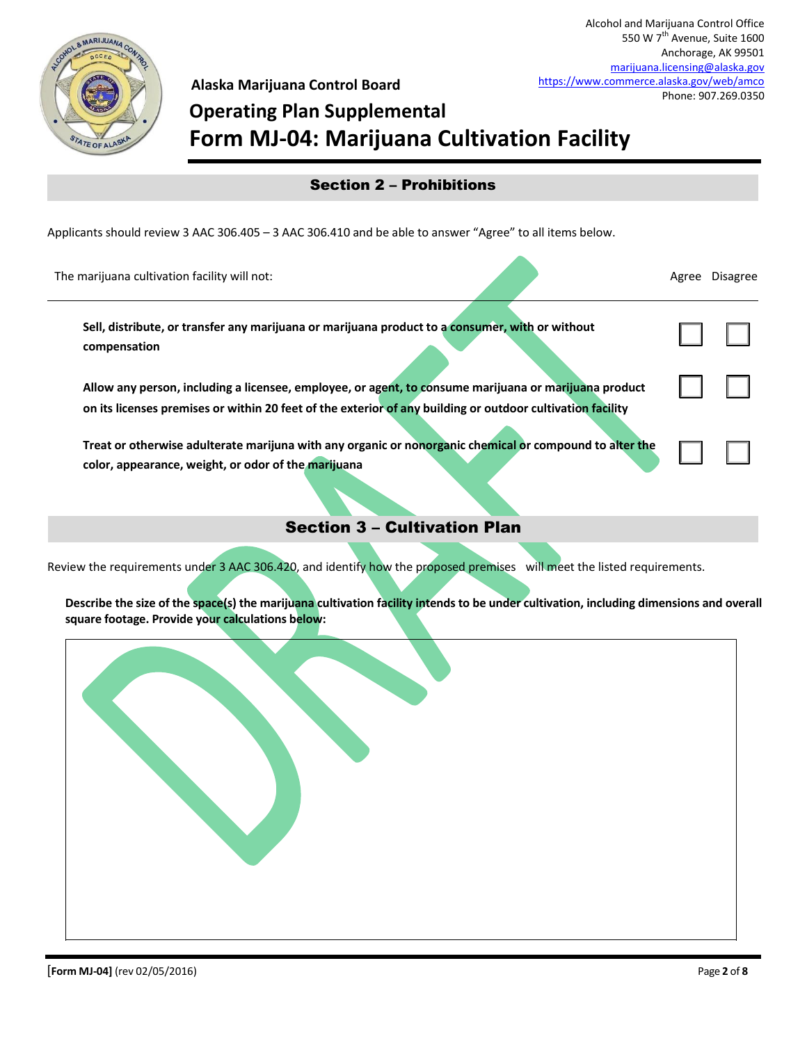Alcohol and Marijuana Control Office
550 W 7th Avenue, Suite 1600
Anchorage, AK 99501
marijuana.licensing@alaska.gov
https://www.commerce.alaska.gov/web/amco
Phone: 907.269.0350

**Alaska Marijuana Control Board**

# Operating Plan Supplemental
# Form MJ-04: Marijuana Cultivation Facility

## Section 2 – Prohibitions

Applicants should review 3 AAC 306.405 – 3 AAC 306.410 and be able to answer "Agree" to all items below.

| The marijuana cultivation facility will not: | Agree | Disagree |
|---|---|---|
| **Sell, distribute, or transfer any marijuana or marijuana product to a consumer, with or without compensation** | ☐ | ☐ |
| **Allow any person, including a licensee, employee, or agent, to consume marijuana or marijuana product on its licenses premises or within 20 feet of the exterior of any building or outdoor cultivation facility** | ☐ | ☐ |
| **Treat or otherwise adulterate marijuna with any organic or nonorganic chemical or compound to alter the color, appearance, weight, or odor of the marijuana** | ☐ | ☐ |

## Section 3 – Cultivation Plan

Review the requirements under 3 AAC 306.420, and identify how the proposed premises will meet the listed requirements.

**Describe the size of the space(s) the marijuana cultivation facility intends to be under cultivation, including dimensions and overall square footage. Provide your calculations below:**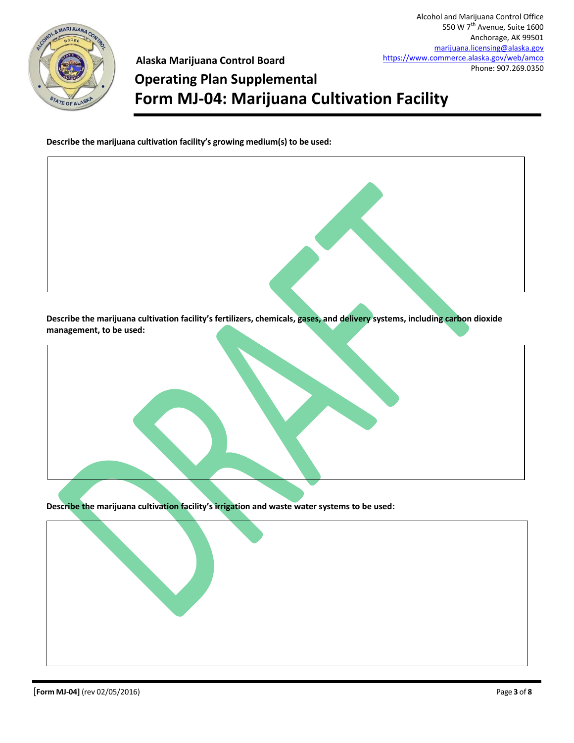Alcohol and Marijuana Control Office
550 W 7th Avenue, Suite 1600
Anchorage, AK 99501
marijuana.licensing@alaska.gov
https://www.commerce.alaska.gov/web/amco
Phone: 907.269.0350

**Alaska Marijuana Control Board**

# Operating Plan Supplemental

# Form MJ-04: Marijuana Cultivation Facility

**Describe the marijuana cultivation facility's growing medium(s) to be used:**

| |
|---|
| |

**Describe the marijuana cultivation facility's fertilizers, chemicals, gases, and delivery systems, including carbon dioxide management, to be used:**

| |
|---|
| |

**Describe the marijuana cultivation facility's irrigation and waste water systems to be used:**

| |
|---|
| |

**[Form MJ-04]** (rev 02/05/2016)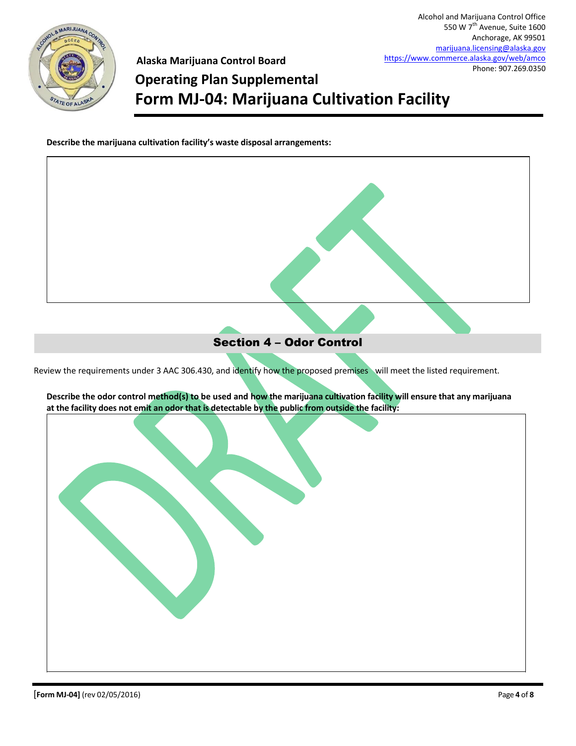Alaska Marijuana Control Board

# Operating Plan Supplemental

# Form MJ-04: Marijuana Cultivation Facility

Alcohol and Marijuana Control Office
550 W 7th Avenue, Suite 1600
Anchorage, AK 99501
marijuana.licensing@alaska.gov
https://www.commerce.alaska.gov/web/amco
Phone: 907.269.0350

**Describe the marijuana cultivation facility's waste disposal arrangements:**

## Section 4 – Odor Control

Review the requirements under 3 AAC 306.430, and identify how the proposed premises will meet the listed requirement.

**Describe the odor control method(s) to be used and how the marijuana cultivation facility will ensure that any marijuana at the facility does not emit an odor that is detectable by the public from outside the facility:**

DRAFT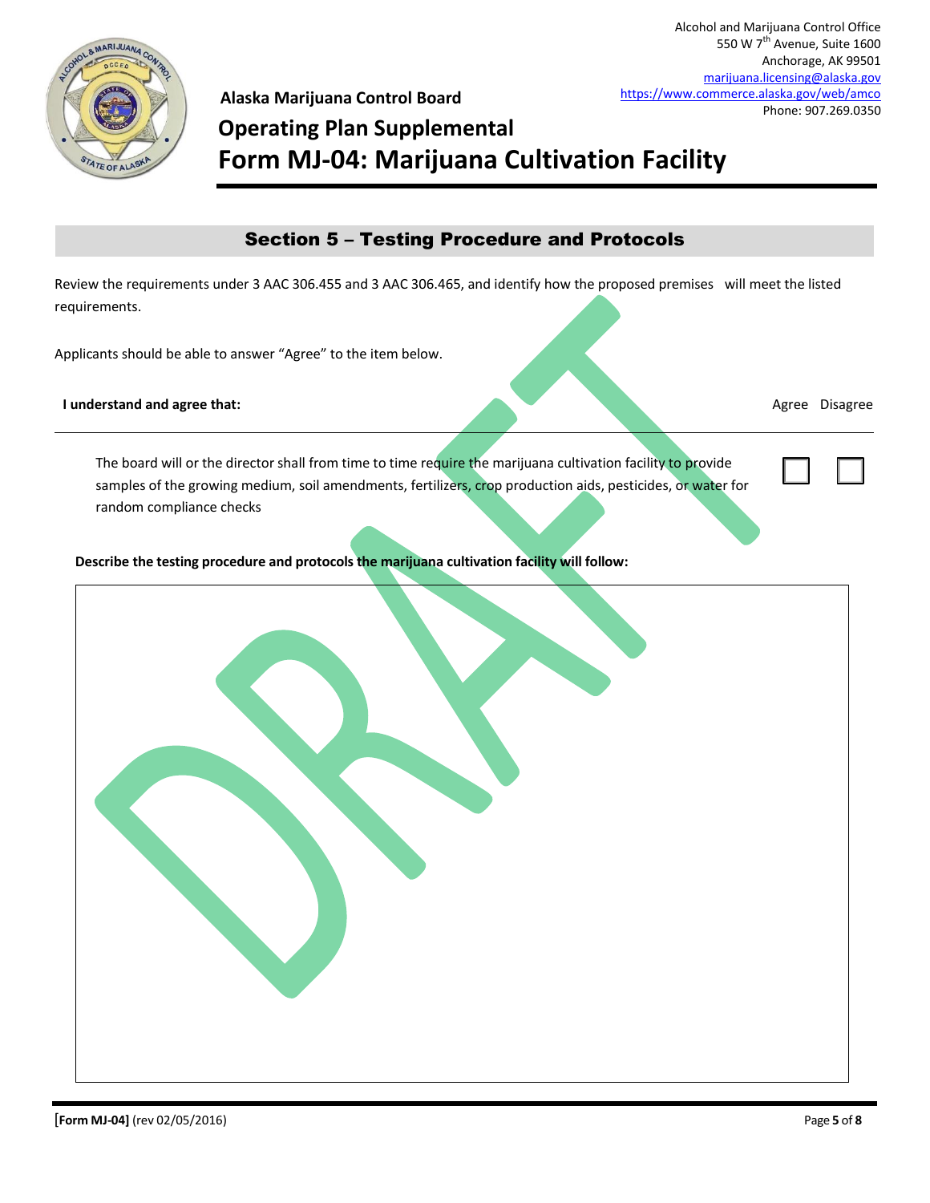Alcohol and Marijuana Control Office
550 W 7th Avenue, Suite 1600
Anchorage, AK 99501
marijuana.licensing@alaska.gov
https://www.commerce.alaska.gov/web/amco
Phone: 907.269.0350

**Alaska Marijuana Control Board**

# Operating Plan Supplemental
# Form MJ-04: Marijuana Cultivation Facility

## Section 5 – Testing Procedure and Protocols

Review the requirements under 3 AAC 306.455 and 3 AAC 306.465, and identify how the proposed premises will meet the listed requirements.

Applicants should be able to answer "Agree" to the item below.

| I understand and agree that: | Agree | Disagree |
|---|---|---|
| The board will or the director shall from time to time require the marijuana cultivation facility to provide samples of the growing medium, soil amendments, fertilizers, crop production aids, pesticides, or water for random compliance checks | ☐ | ☐ |

**Describe the testing procedure and protocols the marijuana cultivation facility will follow:**

DRAFT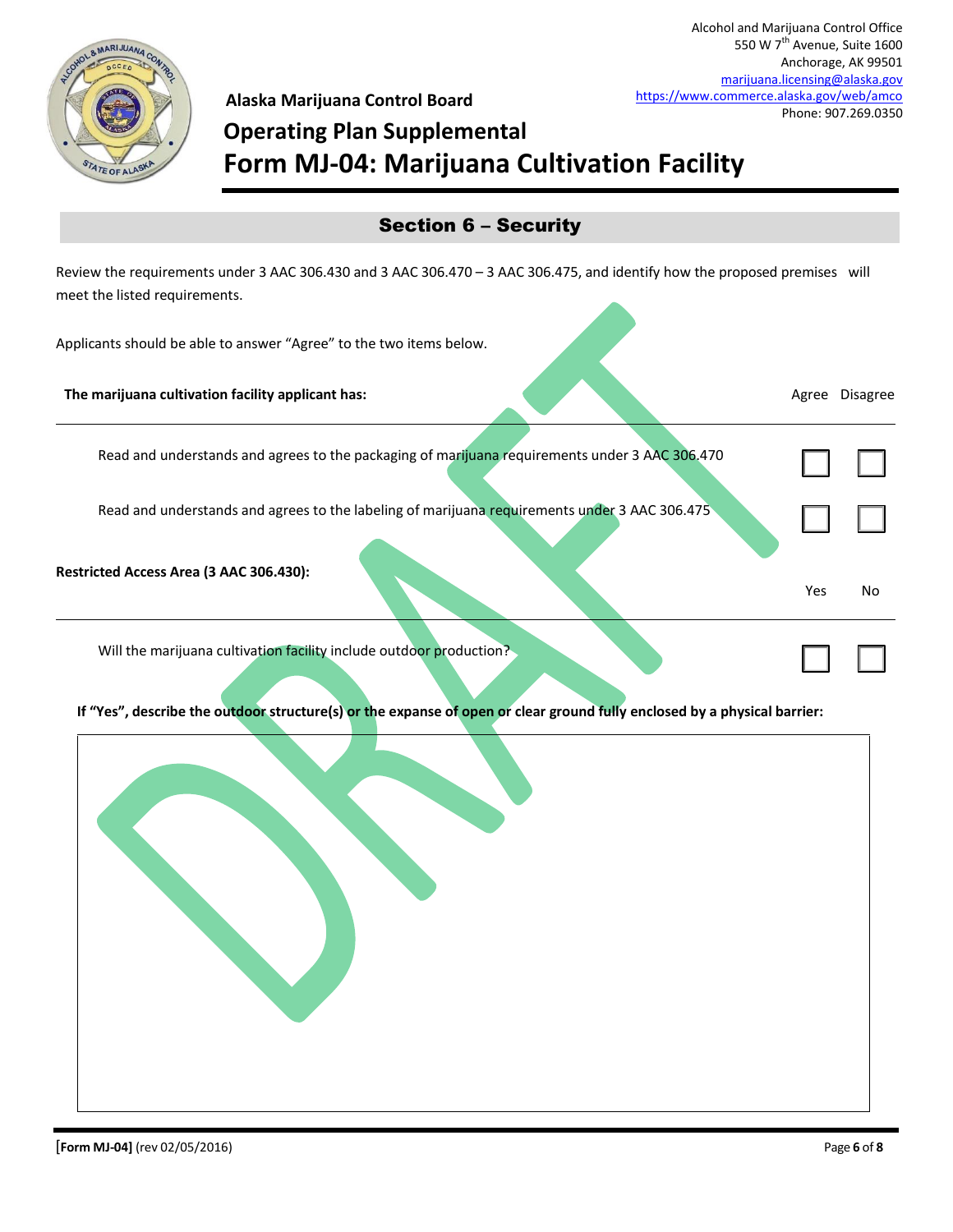Alcohol and Marijuana Control Office
550 W 7th Avenue, Suite 1600
Anchorage, AK 99501
marijuana.licensing@alaska.gov
https://www.commerce.alaska.gov/web/amco
Phone: 907.269.0350

**Alaska Marijuana Control Board**

# Operating Plan Supplemental
# Form MJ-04: Marijuana Cultivation Facility

## Section 6 – Security

Review the requirements under 3 AAC 306.430 and 3 AAC 306.470 – 3 AAC 306.475, and identify how the proposed premises will meet the listed requirements.

Applicants should be able to answer "Agree" to the two items below.

| **The marijuana cultivation facility applicant has:** | Agree | Disagree |
|---|---|---|
| Read and understands and agrees to the packaging of marijuana requirements under 3 AAC 306.470 | ☐ | ☐ |
| Read and understands and agrees to the labeling of marijuana requirements under 3 AAC 306.475 | ☐ | ☐ |

| **Restricted Access Area (3 AAC 306.430):** | Yes | No |
|---|---|---|
| Will the marijuana cultivation facility include outdoor production? | ☐ | ☐ |

**If "Yes", describe the outdoor structure(s) or the expanse of open or clear ground fully enclosed by a physical barrier:**

DRAFT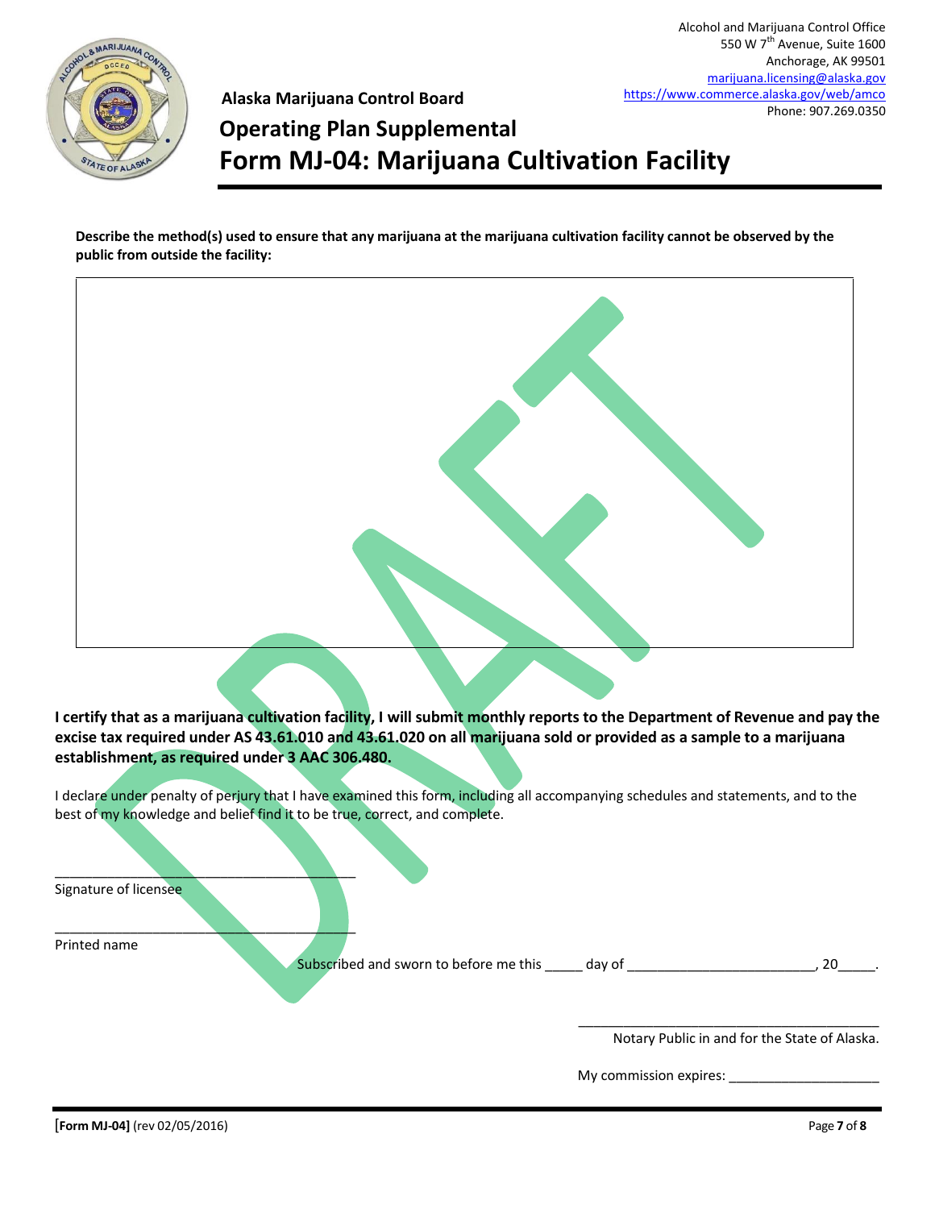**Describe the method(s) used to ensure that any marijuana at the marijuana cultivation facility cannot be observed by the public from outside the facility:**

|   |
|---|
|   |

**I certify that as a marijuana cultivation facility, I will submit monthly reports to the Department of Revenue and pay the excise tax required under AS 43.61.010 and 43.61.020 on all marijuana sold or provided as a sample to a marijuana establishment, as required under 3 AAC 306.480.**

I declare under penalty of perjury that I have examined this form, including all accompanying schedules and statements, and to the best of my knowledge and belief find it to be true, correct, and complete.

\_\_\_\_\_\_\_\_\_\_\_\_\_\_\_\_\_\_\_\_\_\_\_\_\_\_\_\_\_\_\_\_\_\_\_\_\_\_\_\_
Signature of licensee

\_\_\_\_\_\_\_\_\_\_\_\_\_\_\_\_\_\_\_\_\_\_\_\_\_\_\_\_\_\_\_\_\_\_\_\_\_\_\_\_
Printed name

Subscribed and sworn to before me this \_\_\_\_\_ day of \_\_\_\_\_\_\_\_\_\_\_\_\_\_\_\_\_\_\_\_\_\_\_\_\_, 20\_\_\_\_\_.

\_\_\_\_\_\_\_\_\_\_\_\_\_\_\_\_\_\_\_\_\_\_\_\_\_\_\_\_\_\_\_\_\_\_\_\_\_\_\_\_
Notary Public in and for the State of Alaska.

My commission expires: \_\_\_\_\_\_\_\_\_\_\_\_\_\_\_\_\_\_\_\_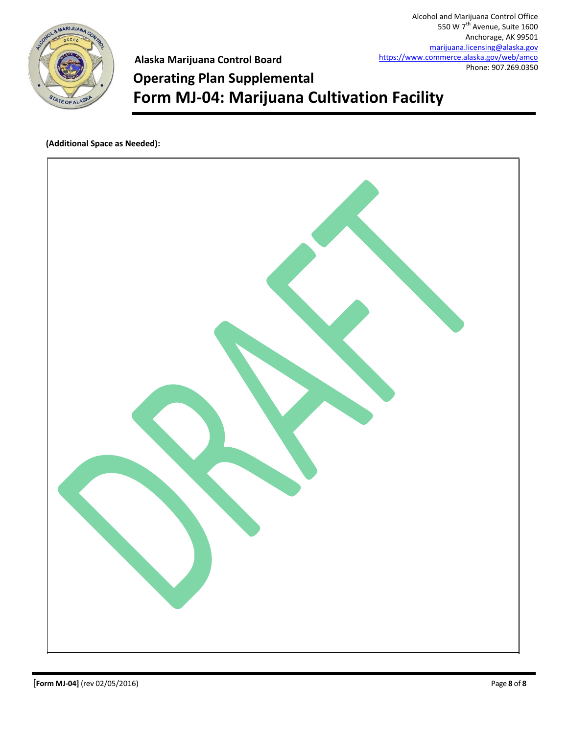Alaska Marijuana Control Board

# Operating Plan Supplemental
# Form MJ-04: Marijuana Cultivation Facility

Alcohol and Marijuana Control Office
550 W 7th Avenue, Suite 1600
Anchorage, AK 99501
marijuana.licensing@alaska.gov
https://www.commerce.alaska.gov/web/amco
Phone: 907.269.0350

**(Additional Space as Needed):**

DRAFT